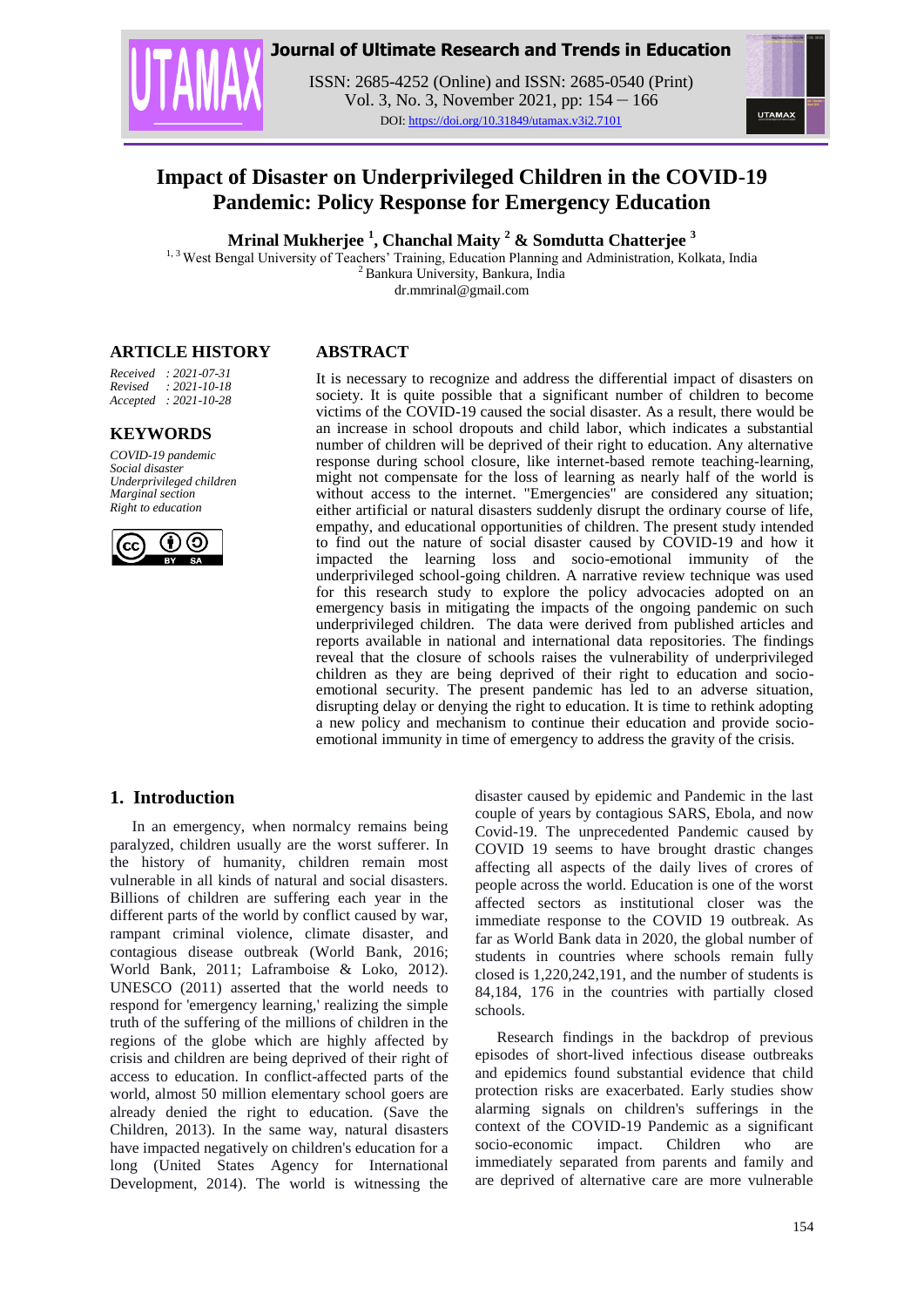# Impact of Disaster on Underprivileged Children in the COVID-19 Pandemic: Policy Response for Emergency Education

**Mrinal Mukherjee [1], Chanchal Maity [2] & Somdutta Chatterjee [3]**

[1, 3] West Bengal University of Teachers' Training, Education Planning and Administration, Kolkata, India
[2] Bankura University, Bankura, India
dr.mmrinal@gmail.com

## ARTICLE HISTORY

*Received : 2021-07-31*
*Revised : 2021-10-18*
*Accepted : 2021-10-28*

## KEYWORDS

*COVID-19 pandemic*
*Social disaster*
*Underprivileged children*
*Marginal section*
*Right to education*

## ABSTRACT

It is necessary to recognize and address the differential impact of disasters on society. It is quite possible that a significant number of children to become victims of the COVID-19 caused the social disaster. As a result, there would be an increase in school dropouts and child labor, which indicates a substantial number of children will be deprived of their right to education. Any alternative response during school closure, like internet-based remote teaching-learning, might not compensate for the loss of learning as nearly half of the world is without access to the internet. "Emergencies" are considered any situation; either artificial or natural disasters suddenly disrupt the ordinary course of life, empathy, and educational opportunities of children. The present study intended to find out the nature of social disaster caused by COVID-19 and how it impacted the learning loss and socio-emotional immunity of the underprivileged school-going children. A narrative review technique was used for this research study to explore the policy advocacies adopted on an emergency basis in mitigating the impacts of the ongoing pandemic on such underprivileged children. The data were derived from published articles and reports available in national and international data repositories. The findings reveal that the closure of schools raises the vulnerability of underprivileged children as they are being deprived of their right to education and socio-emotional security. The present pandemic has led to an adverse situation, disrupting delay or denying the right to education. It is time to rethink adopting a new policy and mechanism to continue their education and provide socio-emotional immunity in time of emergency to address the gravity of the crisis.

## 1. Introduction

In an emergency, when normalcy remains being paralyzed, children usually are the worst sufferer. In the history of humanity, children remain most vulnerable in all kinds of natural and social disasters. Billions of children are suffering each year in the different parts of the world by conflict caused by war, rampant criminal violence, climate disaster, and contagious disease outbreak (World Bank, 2016; World Bank, 2011; Laframboise & Loko, 2012). UNESCO (2011) asserted that the world needs to respond for 'emergency learning,' realizing the simple truth of the suffering of the millions of children in the regions of the globe which are highly affected by crisis and children are being deprived of their right of access to education. In conflict-affected parts of the world, almost 50 million elementary school goers are already denied the right to education. (Save the Children, 2013). In the same way, natural disasters have impacted negatively on children's education for a long (United States Agency for International Development, 2014). The world is witnessing the disaster caused by epidemic and Pandemic in the last couple of years by contagious SARS, Ebola, and now Covid-19. The unprecedented Pandemic caused by COVID 19 seems to have brought drastic changes affecting all aspects of the daily lives of crores of people across the world. Education is one of the worst affected sectors as institutional closer was the immediate response to the COVID 19 outbreak. As far as World Bank data in 2020, the global number of students in countries where schools remain fully closed is 1,220,242,191, and the number of students is 84,184, 176 in the countries with partially closed schools.

Research findings in the backdrop of previous episodes of short-lived infectious disease outbreaks and epidemics found substantial evidence that child protection risks are exacerbated. Early studies show alarming signals on children's sufferings in the context of the COVID-19 Pandemic as a significant socio-economic impact. Children who are immediately separated from parents and family and are deprived of alternative care are more vulnerable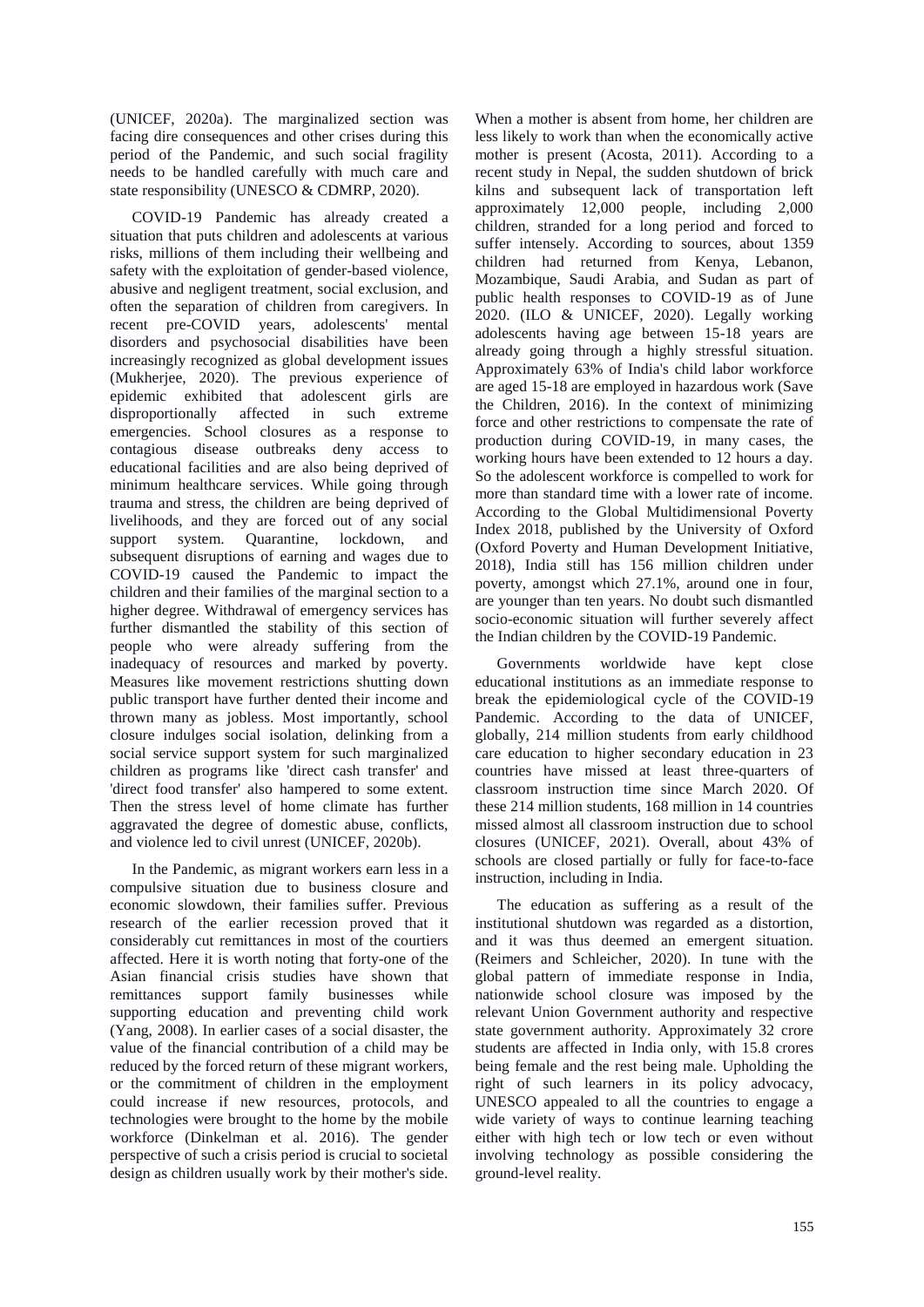(UNICEF, 2020a). The marginalized section was facing dire consequences and other crises during this period of the Pandemic, and such social fragility needs to be handled carefully with much care and state responsibility (UNESCO & CDMRP, 2020).

COVID-19 Pandemic has already created a situation that puts children and adolescents at various risks, millions of them including their wellbeing and safety with the exploitation of gender-based violence, abusive and negligent treatment, social exclusion, and often the separation of children from caregivers. In recent pre-COVID years, adolescents' mental disorders and psychosocial disabilities have been increasingly recognized as global development issues (Mukherjee, 2020). The previous experience of epidemic exhibited that adolescent girls are disproportionally affected in such extreme emergencies. School closures as a response to contagious disease outbreaks deny access to educational facilities and are also being deprived of minimum healthcare services. While going through trauma and stress, the children are being deprived of livelihoods, and they are forced out of any social support system. Quarantine, lockdown, and subsequent disruptions of earning and wages due to COVID-19 caused the Pandemic to impact the children and their families of the marginal section to a higher degree. Withdrawal of emergency services has further dismantled the stability of this section of people who were already suffering from the inadequacy of resources and marked by poverty. Measures like movement restrictions shutting down public transport have further dented their income and thrown many as jobless. Most importantly, school closure indulges social isolation, delinking from a social service support system for such marginalized children as programs like 'direct cash transfer' and 'direct food transfer' also hampered to some extent. Then the stress level of home climate has further aggravated the degree of domestic abuse, conflicts, and violence led to civil unrest (UNICEF, 2020b).

In the Pandemic, as migrant workers earn less in a compulsive situation due to business closure and economic slowdown, their families suffer. Previous research of the earlier recession proved that it considerably cut remittances in most of the courtiers affected. Here it is worth noting that forty-one of the Asian financial crisis studies have shown that remittances support family businesses while supporting education and preventing child work (Yang, 2008). In earlier cases of a social disaster, the value of the financial contribution of a child may be reduced by the forced return of these migrant workers, or the commitment of children in the employment could increase if new resources, protocols, and technologies were brought to the home by the mobile workforce (Dinkelman et al. 2016). The gender perspective of such a crisis period is crucial to societal design as children usually work by their mother's side. When a mother is absent from home, her children are less likely to work than when the economically active mother is present (Acosta, 2011). According to a recent study in Nepal, the sudden shutdown of brick kilns and subsequent lack of transportation left approximately 12,000 people, including 2,000 children, stranded for a long period and forced to suffer intensely. According to sources, about 1359 children had returned from Kenya, Lebanon, Mozambique, Saudi Arabia, and Sudan as part of public health responses to COVID-19 as of June 2020. (ILO & UNICEF, 2020). Legally working adolescents having age between 15-18 years are already going through a highly stressful situation. Approximately 63% of India's child labor workforce are aged 15-18 are employed in hazardous work (Save the Children, 2016). In the context of minimizing force and other restrictions to compensate the rate of production during COVID-19, in many cases, the working hours have been extended to 12 hours a day. So the adolescent workforce is compelled to work for more than standard time with a lower rate of income. According to the Global Multidimensional Poverty Index 2018, published by the University of Oxford (Oxford Poverty and Human Development Initiative, 2018), India still has 156 million children under poverty, amongst which 27.1%, around one in four, are younger than ten years. No doubt such dismantled socio-economic situation will further severely affect the Indian children by the COVID-19 Pandemic.

Governments worldwide have kept close educational institutions as an immediate response to break the epidemiological cycle of the COVID-19 Pandemic. According to the data of UNICEF, globally, 214 million students from early childhood care education to higher secondary education in 23 countries have missed at least three-quarters of classroom instruction time since March 2020. Of these 214 million students, 168 million in 14 countries missed almost all classroom instruction due to school closures (UNICEF, 2021). Overall, about 43% of schools are closed partially or fully for face-to-face instruction, including in India.

The education as suffering as a result of the institutional shutdown was regarded as a distortion, and it was thus deemed an emergent situation. (Reimers and Schleicher, 2020). In tune with the global pattern of immediate response in India, nationwide school closure was imposed by the relevant Union Government authority and respective state government authority. Approximately 32 crore students are affected in India only, with 15.8 crores being female and the rest being male. Upholding the right of such learners in its policy advocacy, UNESCO appealed to all the countries to engage a wide variety of ways to continue learning teaching either with high tech or low tech or even without involving technology as possible considering the ground-level reality.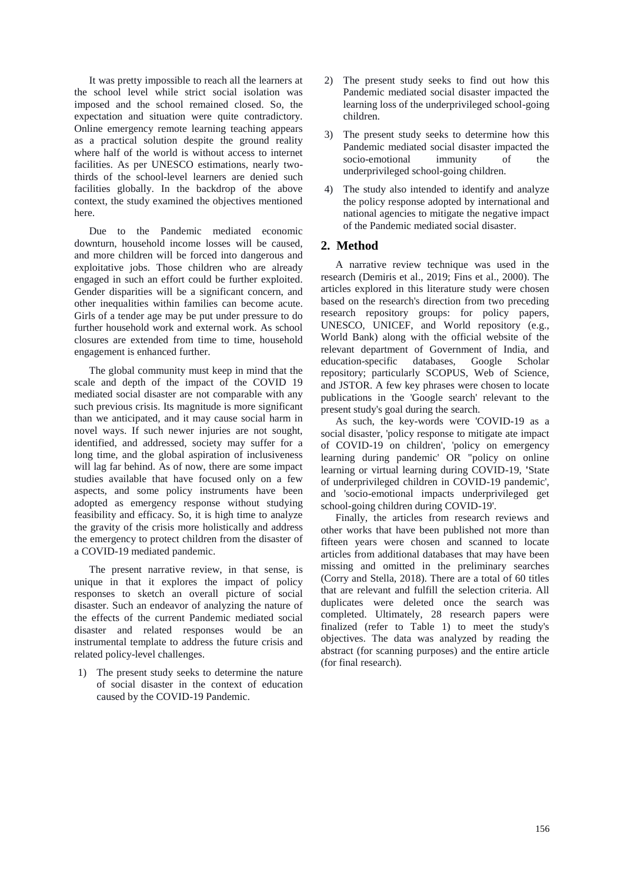It was pretty impossible to reach all the learners at the school level while strict social isolation was imposed and the school remained closed. So, the expectation and situation were quite contradictory. Online emergency remote learning teaching appears as a practical solution despite the ground reality where half of the world is without access to internet facilities. As per UNESCO estimations, nearly two-thirds of the school-level learners are denied such facilities globally. In the backdrop of the above context, the study examined the objectives mentioned here.

Due to the Pandemic mediated economic downturn, household income losses will be caused, and more children will be forced into dangerous and exploitative jobs. Those children who are already engaged in such an effort could be further exploited. Gender disparities will be a significant concern, and other inequalities within families can become acute. Girls of a tender age may be put under pressure to do further household work and external work. As school closures are extended from time to time, household engagement is enhanced further.

The global community must keep in mind that the scale and depth of the impact of the COVID 19 mediated social disaster are not comparable with any such previous crisis. Its magnitude is more significant than we anticipated, and it may cause social harm in novel ways. If such newer injuries are not sought, identified, and addressed, society may suffer for a long time, and the global aspiration of inclusiveness will lag far behind. As of now, there are some impact studies available that have focused only on a few aspects, and some policy instruments have been adopted as emergency response without studying feasibility and efficacy. So, it is high time to analyze the gravity of the crisis more holistically and address the emergency to protect children from the disaster of a COVID-19 mediated pandemic.

The present narrative review, in that sense, is unique in that it explores the impact of policy responses to sketch an overall picture of social disaster. Such an endeavor of analyzing the nature of the effects of the current Pandemic mediated social disaster and related responses would be an instrumental template to address the future crisis and related policy-level challenges.

1) The present study seeks to determine the nature of social disaster in the context of education caused by the COVID-19 Pandemic.
2) The present study seeks to find out how this Pandemic mediated social disaster impacted the learning loss of the underprivileged school-going children.
3) The present study seeks to determine how this Pandemic mediated social disaster impacted the socio-emotional immunity of the underprivileged school-going children.
4) The study also intended to identify and analyze the policy response adopted by international and national agencies to mitigate the negative impact of the Pandemic mediated social disaster.

## 2. Method

A narrative review technique was used in the research (Demiris et al., 2019; Fins et al., 2000). The articles explored in this literature study were chosen based on the research's direction from two preceding research repository groups: for policy papers, UNESCO, UNICEF, and World repository (e.g., World Bank) along with the official website of the relevant department of Government of India, and education-specific databases, Google Scholar repository; particularly SCOPUS, Web of Science, and JSTOR. A few key phrases were chosen to locate publications in the 'Google search' relevant to the present study's goal during the search.

As such, the key-words were 'COVID-19 as a social disaster, 'policy response to mitigate ate impact of COVID-19 on children', 'policy on emergency learning during pandemic' OR "policy on online learning or virtual learning during COVID-19, 'State of underprivileged children in COVID-19 pandemic', and 'socio-emotional impacts underprivileged get school-going children during COVID-19'.

Finally, the articles from research reviews and other works that have been published not more than fifteen years were chosen and scanned to locate articles from additional databases that may have been missing and omitted in the preliminary searches (Corry and Stella, 2018). There are a total of 60 titles that are relevant and fulfill the selection criteria. All duplicates were deleted once the search was completed. Ultimately, 28 research papers were finalized (refer to Table 1) to meet the study's objectives. The data was analyzed by reading the abstract (for scanning purposes) and the entire article (for final research).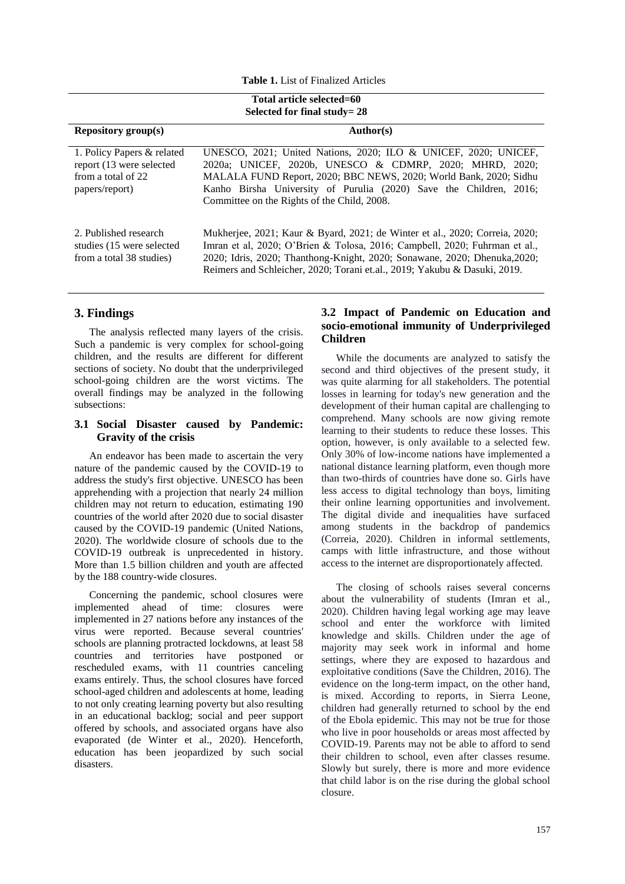**Table 1.** List of Finalized Articles

| Total article selected=60<br>Selected for final study= 28 | |
|---|---|
| **Repository group(s)** | **Author(s)** |
| 1. Policy Papers & related report (13 were selected from a total of 22 papers/report) | UNESCO, 2021; United Nations, 2020; ILO & UNICEF, 2020; UNICEF, 2020a; UNICEF, 2020b, UNESCO & CDMRP, 2020; MHRD, 2020; MALALA FUND Report, 2020; BBC NEWS, 2020; World Bank, 2020; Sidhu Kanho Birsha University of Purulia (2020) Save the Children, 2016; Committee on the Rights of the Child, 2008. |
| 2. Published research studies (15 were selected from a total 38 studies) | Mukherjee, 2021; Kaur & Byard, 2021; de Winter et al., 2020; Correia, 2020; Imran et al, 2020; O'Brien & Tolosa, 2016; Campbell, 2020; Fuhrman et al., 2020; Idris, 2020; Thanthong-Knight, 2020; Sonawane, 2020; Dhenuka,2020; Reimers and Schleicher, 2020; Torani et.al., 2019; Yakubu & Dasuki, 2019. |

## 3. Findings

The analysis reflected many layers of the crisis. Such a pandemic is very complex for school-going children, and the results are different for different sections of society. No doubt that the underprivileged school-going children are the worst victims. The overall findings may be analyzed in the following subsections:

### 3.1 Social Disaster caused by Pandemic: Gravity of the crisis

An endeavor has been made to ascertain the very nature of the pandemic caused by the COVID-19 to address the study's first objective. UNESCO has been apprehending with a projection that nearly 24 million children may not return to education, estimating 190 countries of the world after 2020 due to social disaster caused by the COVID-19 pandemic (United Nations, 2020). The worldwide closure of schools due to the COVID-19 outbreak is unprecedented in history. More than 1.5 billion children and youth are affected by the 188 country-wide closures.

Concerning the pandemic, school closures were implemented ahead of time: closures were implemented in 27 nations before any instances of the virus were reported. Because several countries' schools are planning protracted lockdowns, at least 58 countries and territories have postponed or rescheduled exams, with 11 countries canceling exams entirely. Thus, the school closures have forced school-aged children and adolescents at home, leading to not only creating learning poverty but also resulting in an educational backlog; social and peer support offered by schools, and associated organs have also evaporated (de Winter et al., 2020). Henceforth, education has been jeopardized by such social disasters.

### 3.2 Impact of Pandemic on Education and socio-emotional immunity of Underprivileged Children

While the documents are analyzed to satisfy the second and third objectives of the present study, it was quite alarming for all stakeholders. The potential losses in learning for today's new generation and the development of their human capital are challenging to comprehend. Many schools are now giving remote learning to their students to reduce these losses. This option, however, is only available to a selected few. Only 30% of low-income nations have implemented a national distance learning platform, even though more than two-thirds of countries have done so. Girls have less access to digital technology than boys, limiting their online learning opportunities and involvement. The digital divide and inequalities have surfaced among students in the backdrop of pandemics (Correia, 2020). Children in informal settlements, camps with little infrastructure, and those without access to the internet are disproportionately affected.

The closing of schools raises several concerns about the vulnerability of students (Imran et al., 2020). Children having legal working age may leave school and enter the workforce with limited knowledge and skills. Children under the age of majority may seek work in informal and home settings, where they are exposed to hazardous and exploitative conditions (Save the Children, 2016). The evidence on the long-term impact, on the other hand, is mixed. According to reports, in Sierra Leone, children had generally returned to school by the end of the Ebola epidemic. This may not be true for those who live in poor households or areas most affected by COVID-19. Parents may not be able to afford to send their children to school, even after classes resume. Slowly but surely, there is more and more evidence that child labor is on the rise during the global school closure.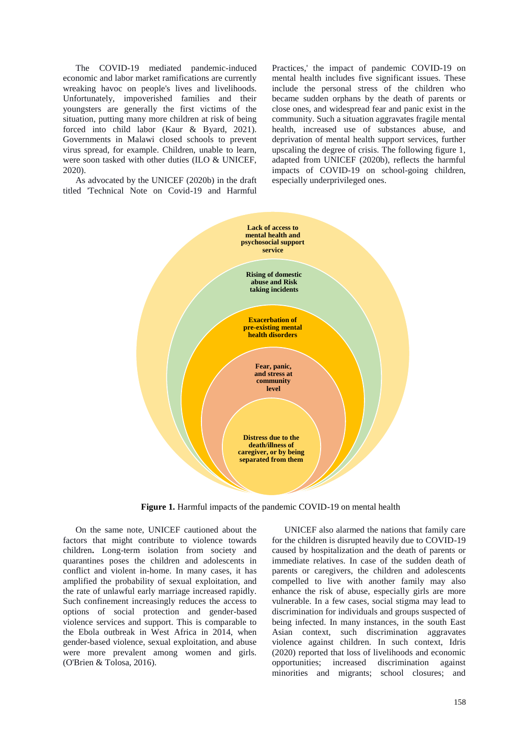The COVID-19 mediated pandemic-induced economic and labor market ramifications are currently wreaking havoc on people's lives and livelihoods. Unfortunately, impoverished families and their youngsters are generally the first victims of the situation, putting many more children at risk of being forced into child labor (Kaur & Byard, 2021). Governments in Malawi closed schools to prevent virus spread, for example. Children, unable to learn, were soon tasked with other duties (ILO & UNICEF, 2020).

As advocated by the UNICEF (2020b) in the draft titled 'Technical Note on Covid-19 and Harmful Practices,' the impact of pandemic COVID-19 on mental health includes five significant issues. These include the personal stress of the children who became sudden orphans by the death of parents or close ones, and widespread fear and panic exist in the community. Such a situation aggravates fragile mental health, increased use of substances abuse, and deprivation of mental health support services, further upscaling the degree of crisis. The following figure 1, adapted from UNICEF (2020b), reflects the harmful impacts of COVID-19 on school-going children, especially underprivileged ones.

**Lack of access to mental health and psychosocial support service**

**Rising of domestic abuse and Risk taking incidents**

**Exacerbation of pre-existing mental health disorders**

**Fear, panic, and stress at community level**

**Distress due to the death/illness of caregiver, or by being separated from them**

**Figure 1.** Harmful impacts of the pandemic COVID-19 on mental health

On the same note, UNICEF cautioned about the factors that might contribute to violence towards children**.** Long-term isolation from society and quarantines poses the children and adolescents in conflict and violent in-home. In many cases, it has amplified the probability of sexual exploitation, and the rate of unlawful early marriage increased rapidly. Such confinement increasingly reduces the access to options of social protection and gender-based violence services and support. This is comparable to the Ebola outbreak in West Africa in 2014, when gender-based violence, sexual exploitation, and abuse were more prevalent among women and girls. (O'Brien & Tolosa, 2016).

UNICEF also alarmed the nations that family care for the children is disrupted heavily due to COVID-19 caused by hospitalization and the death of parents or immediate relatives. In case of the sudden death of parents or caregivers, the children and adolescents compelled to live with another family may also enhance the risk of abuse, especially girls are more vulnerable. In a few cases, social stigma may lead to discrimination for individuals and groups suspected of being infected. In many instances, in the south East Asian context, such discrimination aggravates violence against children. In such context, Idris (2020) reported that loss of livelihoods and economic opportunities; increased discrimination against minorities and migrants; school closures; and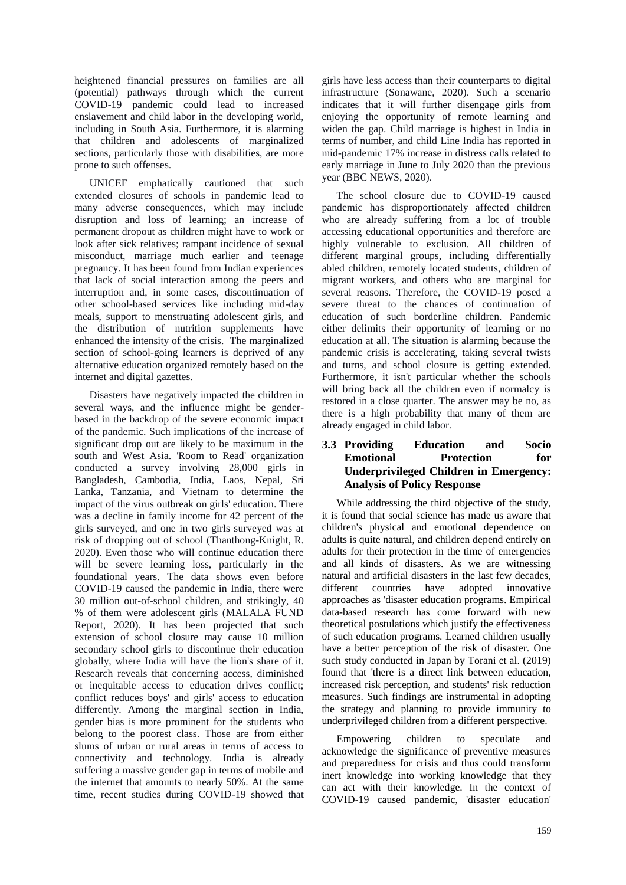heightened financial pressures on families are all (potential) pathways through which the current COVID-19 pandemic could lead to increased enslavement and child labor in the developing world, including in South Asia. Furthermore, it is alarming that children and adolescents of marginalized sections, particularly those with disabilities, are more prone to such offenses.

UNICEF emphatically cautioned that such extended closures of schools in pandemic lead to many adverse consequences, which may include disruption and loss of learning; an increase of permanent dropout as children might have to work or look after sick relatives; rampant incidence of sexual misconduct, marriage much earlier and teenage pregnancy. It has been found from Indian experiences that lack of social interaction among the peers and interruption and, in some cases, discontinuation of other school-based services like including mid-day meals, support to menstruating adolescent girls, and the distribution of nutrition supplements have enhanced the intensity of the crisis. The marginalized section of school-going learners is deprived of any alternative education organized remotely based on the internet and digital gazettes.

Disasters have negatively impacted the children in several ways, and the influence might be gender-based in the backdrop of the severe economic impact of the pandemic. Such implications of the increase of significant drop out are likely to be maximum in the south and West Asia. 'Room to Read' organization conducted a survey involving 28,000 girls in Bangladesh, Cambodia, India, Laos, Nepal, Sri Lanka, Tanzania, and Vietnam to determine the impact of the virus outbreak on girls' education. There was a decline in family income for 42 percent of the girls surveyed, and one in two girls surveyed was at risk of dropping out of school (Thanthong-Knight, R. 2020). Even those who will continue education there will be severe learning loss, particularly in the foundational years. The data shows even before COVID-19 caused the pandemic in India, there were 30 million out-of-school children, and strikingly, 40 % of them were adolescent girls (MALALA FUND Report, 2020). It has been projected that such extension of school closure may cause 10 million secondary school girls to discontinue their education globally, where India will have the lion's share of it. Research reveals that concerning access, diminished or inequitable access to education drives conflict; conflict reduces boys' and girls' access to education differently. Among the marginal section in India, gender bias is more prominent for the students who belong to the poorest class. Those are from either slums of urban or rural areas in terms of access to connectivity and technology. India is already suffering a massive gender gap in terms of mobile and the internet that amounts to nearly 50%. At the same time, recent studies during COVID-19 showed that girls have less access than their counterparts to digital infrastructure (Sonawane, 2020). Such a scenario indicates that it will further disengage girls from enjoying the opportunity of remote learning and widen the gap. Child marriage is highest in India in terms of number, and child Line India has reported in mid-pandemic 17% increase in distress calls related to early marriage in June to July 2020 than the previous year (BBC NEWS, 2020).

The school closure due to COVID-19 caused pandemic has disproportionately affected children who are already suffering from a lot of trouble accessing educational opportunities and therefore are highly vulnerable to exclusion. All children of different marginal groups, including differentially abled children, remotely located students, children of migrant workers, and others who are marginal for several reasons. Therefore, the COVID-19 posed a severe threat to the chances of continuation of education of such borderline children. Pandemic either delimits their opportunity of learning or no education at all. The situation is alarming because the pandemic crisis is accelerating, taking several twists and turns, and school closure is getting extended. Furthermore, it isn't particular whether the schools will bring back all the children even if normalcy is restored in a close quarter. The answer may be no, as there is a high probability that many of them are already engaged in child labor.

### 3.3 Providing Education and Socio Emotional Protection for Underprivileged Children in Emergency: Analysis of Policy Response

While addressing the third objective of the study, it is found that social science has made us aware that children's physical and emotional dependence on adults is quite natural, and children depend entirely on adults for their protection in the time of emergencies and all kinds of disasters. As we are witnessing natural and artificial disasters in the last few decades, different countries have adopted innovative approaches as 'disaster education programs. Empirical data-based research has come forward with new theoretical postulations which justify the effectiveness of such education programs. Learned children usually have a better perception of the risk of disaster. One such study conducted in Japan by Torani et al. (2019) found that 'there is a direct link between education, increased risk perception, and students' risk reduction measures. Such findings are instrumental in adopting the strategy and planning to provide immunity to underprivileged children from a different perspective.

Empowering children to speculate and acknowledge the significance of preventive measures and preparedness for crisis and thus could transform inert knowledge into working knowledge that they can act with their knowledge. In the context of COVID-19 caused pandemic, 'disaster education'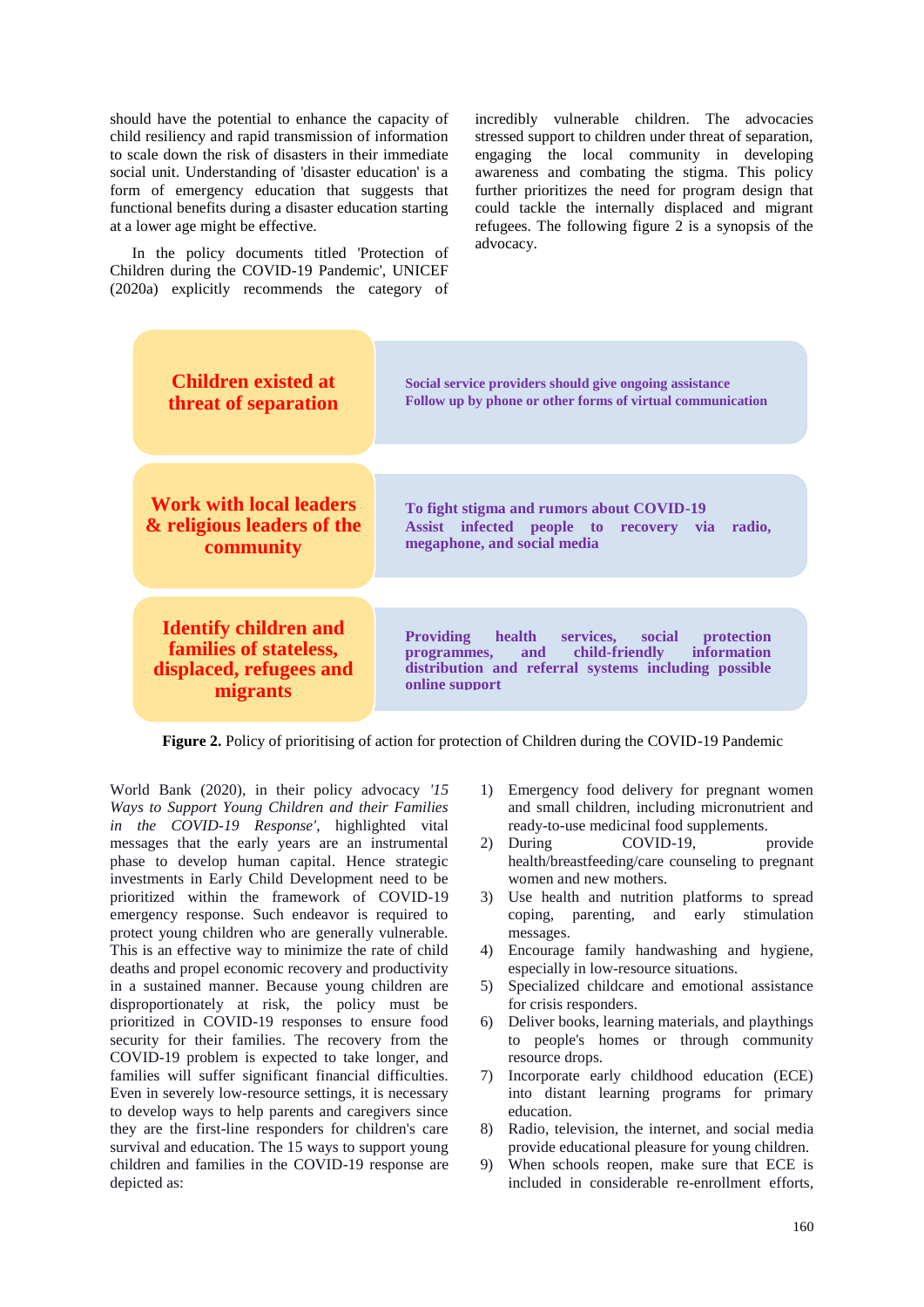should have the potential to enhance the capacity of child resiliency and rapid transmission of information to scale down the risk of disasters in their immediate social unit. Understanding of 'disaster education' is a form of emergency education that suggests that functional benefits during a disaster education starting at a lower age might be effective.

In the policy documents titled 'Protection of Children during the COVID-19 Pandemic', UNICEF (2020a) explicitly recommends the category of incredibly vulnerable children. The advocacies stressed support to children under threat of separation, engaging the local community in developing awareness and combating the stigma. This policy further prioritizes the need for program design that could tackle the internally displaced and migrant refugees. The following figure 2 is a synopsis of the advocacy.

| | |
|---|---|
| **Children existed at threat of separation** | **Social service providers should give ongoing assistance**<br>**Follow up by phone or other forms of virtual communication** |
| **Work with local leaders & religious leaders of the community** | **To fight stigma and rumors about COVID-19**<br>**Assist infected people to recovery via radio, megaphone, and social media** |
| **Identify children and families of stateless, displaced, refugees and migrants** | **Providing health services, social protection programmes, and child-friendly information distribution and referral systems including possible online support** |

**Figure 2.** Policy of prioritising of action for protection of Children during the COVID-19 Pandemic

World Bank (2020), in their policy advocacy *'15 Ways to Support Young Children and their Families in the COVID-19 Response'*, highlighted vital messages that the early years are an instrumental phase to develop human capital. Hence strategic investments in Early Child Development need to be prioritized within the framework of COVID-19 emergency response. Such endeavor is required to protect young children who are generally vulnerable. This is an effective way to minimize the rate of child deaths and propel economic recovery and productivity in a sustained manner. Because young children are disproportionately at risk, the policy must be prioritized in COVID-19 responses to ensure food security for their families. The recovery from the COVID-19 problem is expected to take longer, and families will suffer significant financial difficulties. Even in severely low-resource settings, it is necessary to develop ways to help parents and caregivers since they are the first-line responders for children's care survival and education. The 15 ways to support young children and families in the COVID-19 response are depicted as:

1) Emergency food delivery for pregnant women and small children, including micronutrient and ready-to-use medicinal food supplements.
2) During COVID-19, provide health/breastfeeding/care counseling to pregnant women and new mothers.
3) Use health and nutrition platforms to spread coping, parenting, and early stimulation messages.
4) Encourage family handwashing and hygiene, especially in low-resource situations.
5) Specialized childcare and emotional assistance for crisis responders.
6) Deliver books, learning materials, and playthings to people's homes or through community resource drops.
7) Incorporate early childhood education (ECE) into distant learning programs for primary education.
8) Radio, television, the internet, and social media provide educational pleasure for young children.
9) When schools reopen, make sure that ECE is included in considerable re-enrollment efforts,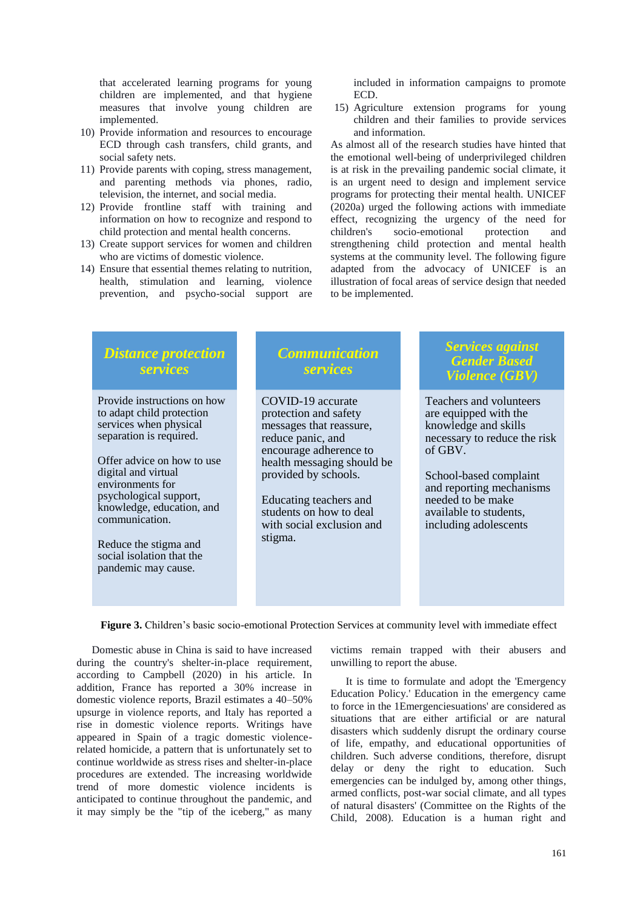that accelerated learning programs for young children are implemented, and that hygiene measures that involve young children are implemented.

10) Provide information and resources to encourage ECD through cash transfers, child grants, and social safety nets.
11) Provide parents with coping, stress management, and parenting methods via phones, radio, television, the internet, and social media.
12) Provide frontline staff with training and information on how to recognize and respond to child protection and mental health concerns.
13) Create support services for women and children who are victims of domestic violence.
14) Ensure that essential themes relating to nutrition, health, stimulation and learning, violence prevention, and psycho-social support are included in information campaigns to promote ECD.
15) Agriculture extension programs for young children and their families to provide services and information.

As almost all of the research studies have hinted that the emotional well-being of underprivileged children is at risk in the prevailing pandemic social climate, it is an urgent need to design and implement service programs for protecting their mental health. UNICEF (2020a) urged the following actions with immediate effect, recognizing the urgency of the need for children's socio-emotional protection and strengthening child protection and mental health systems at the community level. The following figure adapted from the advocacy of UNICEF is an illustration of focal areas of service design that needed to be implemented.

| *Distance protection services* | *Communication services* | *Services against Gender Based Violence (GBV)* |
|---|---|---|
| Provide instructions on how to adapt child protection services when physical separation is required.<br><br>Offer advice on how to use digital and virtual environments for psychological support, knowledge, education, and communication.<br><br>Reduce the stigma and social isolation that the pandemic may cause. | COVID-19 accurate protection and safety messages that reassure, reduce panic, and encourage adherence to health messaging should be provided by schools.<br><br>Educating teachers and students on how to deal with social exclusion and stigma. | Teachers and volunteers are equipped with the knowledge and skills necessary to reduce the risk of GBV.<br><br>School-based complaint and reporting mechanisms needed to be make available to students, including adolescents |

**Figure 3.** Children's basic socio-emotional Protection Services at community level with immediate effect

Domestic abuse in China is said to have increased during the country's shelter-in-place requirement, according to Campbell (2020) in his article. In addition, France has reported a 30% increase in domestic violence reports, Brazil estimates a 40–50% upsurge in violence reports, and Italy has reported a rise in domestic violence reports. Writings have appeared in Spain of a tragic domestic violence-related homicide, a pattern that is unfortunately set to continue worldwide as stress rises and shelter-in-place procedures are extended. The increasing worldwide trend of more domestic violence incidents is anticipated to continue throughout the pandemic, and it may simply be the "tip of the iceberg," as many victims remain trapped with their abusers and unwilling to report the abuse.

It is time to formulate and adopt the 'Emergency Education Policy.' Education in the emergency came to force in the 1Emergenciesuations' are considered as situations that are either artificial or are natural disasters which suddenly disrupt the ordinary course of life, empathy, and educational opportunities of children. Such adverse conditions, therefore, disrupt delay or deny the right to education. Such emergencies can be indulged by, among other things, armed conflicts, post-war social climate, and all types of natural disasters' (Committee on the Rights of the Child, 2008). Education is a human right and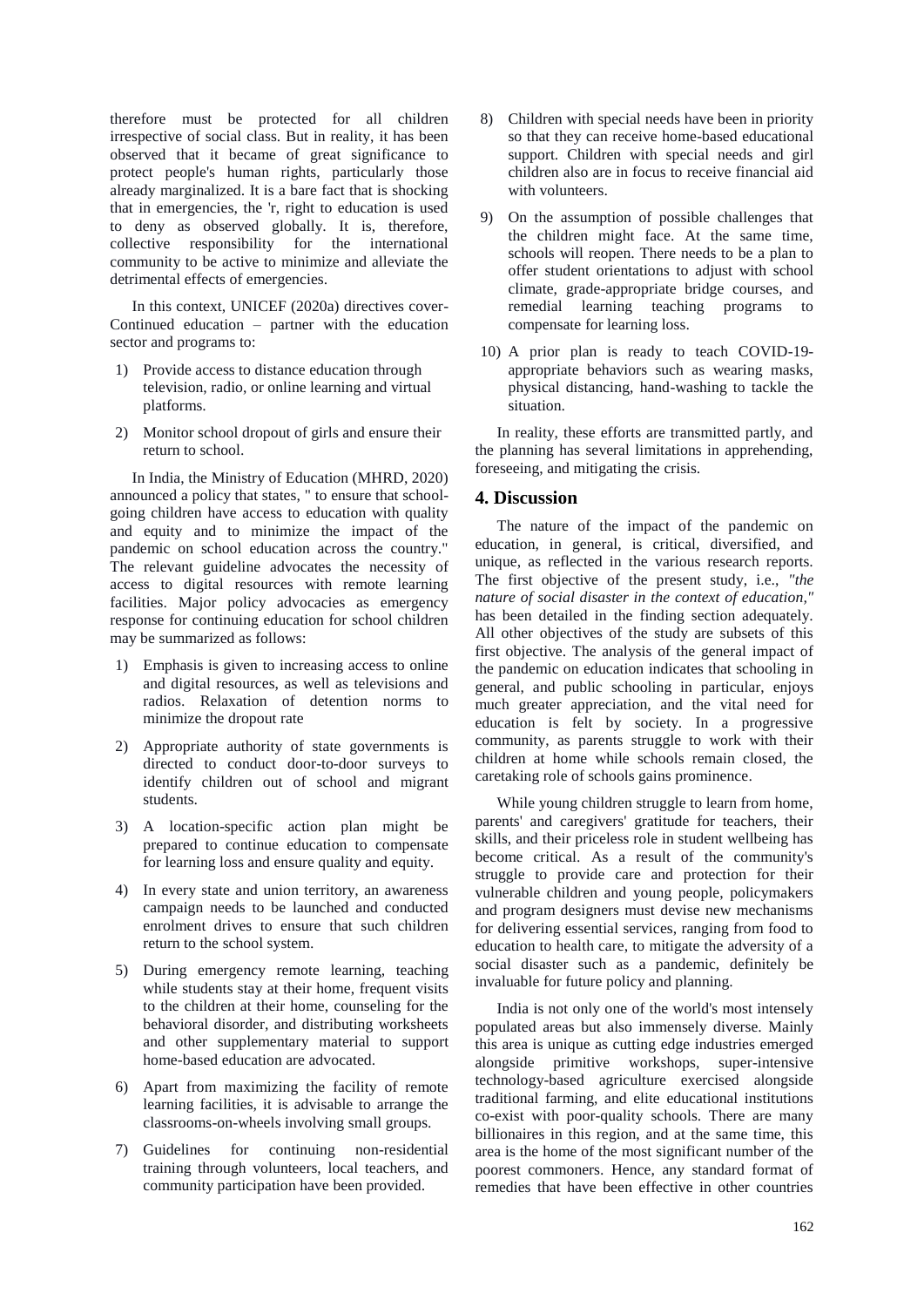therefore must be protected for all children irrespective of social class. But in reality, it has been observed that it became of great significance to protect people's human rights, particularly those already marginalized. It is a bare fact that is shocking that in emergencies, the 'r, right to education is used to deny as observed globally. It is, therefore, collective responsibility for the international community to be active to minimize and alleviate the detrimental effects of emergencies.

In this context, UNICEF (2020a) directives cover- Continued education – partner with the education sector and programs to:

1) Provide access to distance education through television, radio, or online learning and virtual platforms.
2) Monitor school dropout of girls and ensure their return to school.

In India, the Ministry of Education (MHRD, 2020) announced a policy that states, " to ensure that school-going children have access to education with quality and equity and to minimize the impact of the pandemic on school education across the country." The relevant guideline advocates the necessity of access to digital resources with remote learning facilities. Major policy advocacies as emergency response for continuing education for school children may be summarized as follows:

1) Emphasis is given to increasing access to online and digital resources, as well as televisions and radios. Relaxation of detention norms to minimize the dropout rate
2) Appropriate authority of state governments is directed to conduct door-to-door surveys to identify children out of school and migrant students.
3) A location-specific action plan might be prepared to continue education to compensate for learning loss and ensure quality and equity.
4) In every state and union territory, an awareness campaign needs to be launched and conducted enrolment drives to ensure that such children return to the school system.
5) During emergency remote learning, teaching while students stay at their home, frequent visits to the children at their home, counseling for the behavioral disorder, and distributing worksheets and other supplementary material to support home-based education are advocated.
6) Apart from maximizing the facility of remote learning facilities, it is advisable to arrange the classrooms-on-wheels involving small groups.
7) Guidelines for continuing non-residential training through volunteers, local teachers, and community participation have been provided.
8) Children with special needs have been in priority so that they can receive home-based educational support. Children with special needs and girl children also are in focus to receive financial aid with volunteers.
9) On the assumption of possible challenges that the children might face. At the same time, schools will reopen. There needs to be a plan to offer student orientations to adjust with school climate, grade-appropriate bridge courses, and remedial learning teaching programs to compensate for learning loss.
10) A prior plan is ready to teach COVID-19-appropriate behaviors such as wearing masks, physical distancing, hand-washing to tackle the situation.

In reality, these efforts are transmitted partly, and the planning has several limitations in apprehending, foreseeing, and mitigating the crisis.

## 4. Discussion

The nature of the impact of the pandemic on education, in general, is critical, diversified, and unique, as reflected in the various research reports. The first objective of the present study, i.e., *"the nature of social disaster in the context of education,"* has been detailed in the finding section adequately. All other objectives of the study are subsets of this first objective. The analysis of the general impact of the pandemic on education indicates that schooling in general, and public schooling in particular, enjoys much greater appreciation, and the vital need for education is felt by society. In a progressive community, as parents struggle to work with their children at home while schools remain closed, the caretaking role of schools gains prominence.

While young children struggle to learn from home, parents' and caregivers' gratitude for teachers, their skills, and their priceless role in student wellbeing has become critical. As a result of the community's struggle to provide care and protection for their vulnerable children and young people, policymakers and program designers must devise new mechanisms for delivering essential services, ranging from food to education to health care, to mitigate the adversity of a social disaster such as a pandemic, definitely be invaluable for future policy and planning.

India is not only one of the world's most intensely populated areas but also immensely diverse. Mainly this area is unique as cutting edge industries emerged alongside primitive workshops, super-intensive technology-based agriculture exercised alongside traditional farming, and elite educational institutions co-exist with poor-quality schools. There are many billionaires in this region, and at the same time, this area is the home of the most significant number of the poorest commoners. Hence, any standard format of remedies that have been effective in other countries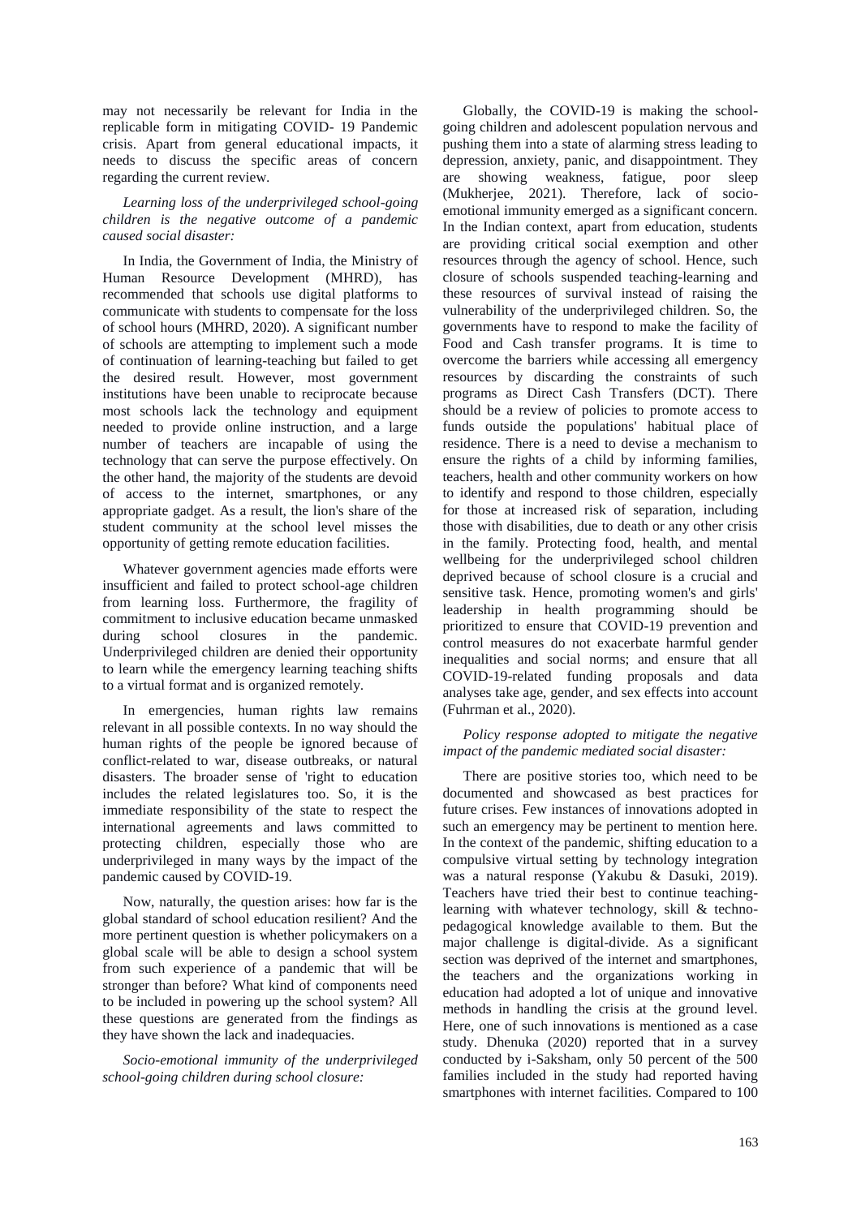may not necessarily be relevant for India in the replicable form in mitigating COVID- 19 Pandemic crisis. Apart from general educational impacts, it needs to discuss the specific areas of concern regarding the current review.

*Learning loss of the underprivileged school-going children is the negative outcome of a pandemic caused social disaster:*

In India, the Government of India, the Ministry of Human Resource Development (MHRD), has recommended that schools use digital platforms to communicate with students to compensate for the loss of school hours (MHRD, 2020). A significant number of schools are attempting to implement such a mode of continuation of learning-teaching but failed to get the desired result. However, most government institutions have been unable to reciprocate because most schools lack the technology and equipment needed to provide online instruction, and a large number of teachers are incapable of using the technology that can serve the purpose effectively. On the other hand, the majority of the students are devoid of access to the internet, smartphones, or any appropriate gadget. As a result, the lion's share of the student community at the school level misses the opportunity of getting remote education facilities.

Whatever government agencies made efforts were insufficient and failed to protect school-age children from learning loss. Furthermore, the fragility of commitment to inclusive education became unmasked during school closures in the pandemic. Underprivileged children are denied their opportunity to learn while the emergency learning teaching shifts to a virtual format and is organized remotely.

In emergencies, human rights law remains relevant in all possible contexts. In no way should the human rights of the people be ignored because of conflict-related to war, disease outbreaks, or natural disasters. The broader sense of 'right to education includes the related legislatures too. So, it is the immediate responsibility of the state to respect the international agreements and laws committed to protecting children, especially those who are underprivileged in many ways by the impact of the pandemic caused by COVID-19.

Now, naturally, the question arises: how far is the global standard of school education resilient? And the more pertinent question is whether policymakers on a global scale will be able to design a school system from such experience of a pandemic that will be stronger than before? What kind of components need to be included in powering up the school system? All these questions are generated from the findings as they have shown the lack and inadequacies.

*Socio-emotional immunity of the underprivileged school-going children during school closure:*

Globally, the COVID-19 is making the school-going children and adolescent population nervous and pushing them into a state of alarming stress leading to depression, anxiety, panic, and disappointment. They are showing weakness, fatigue, poor sleep (Mukherjee, 2021). Therefore, lack of socio-emotional immunity emerged as a significant concern. In the Indian context, apart from education, students are providing critical social exemption and other resources through the agency of school. Hence, such closure of schools suspended teaching-learning and these resources of survival instead of raising the vulnerability of the underprivileged children. So, the governments have to respond to make the facility of Food and Cash transfer programs. It is time to overcome the barriers while accessing all emergency resources by discarding the constraints of such programs as Direct Cash Transfers (DCT). There should be a review of policies to promote access to funds outside the populations' habitual place of residence. There is a need to devise a mechanism to ensure the rights of a child by informing families, teachers, health and other community workers on how to identify and respond to those children, especially for those at increased risk of separation, including those with disabilities, due to death or any other crisis in the family. Protecting food, health, and mental wellbeing for the underprivileged school children deprived because of school closure is a crucial and sensitive task. Hence, promoting women's and girls' leadership in health programming should be prioritized to ensure that COVID-19 prevention and control measures do not exacerbate harmful gender inequalities and social norms; and ensure that all COVID-19-related funding proposals and data analyses take age, gender, and sex effects into account (Fuhrman et al., 2020).

*Policy response adopted to mitigate the negative impact of the pandemic mediated social disaster:*

There are positive stories too, which need to be documented and showcased as best practices for future crises. Few instances of innovations adopted in such an emergency may be pertinent to mention here. In the context of the pandemic, shifting education to a compulsive virtual setting by technology integration was a natural response (Yakubu & Dasuki, 2019). Teachers have tried their best to continue teaching-learning with whatever technology, skill & techno-pedagogical knowledge available to them. But the major challenge is digital-divide. As a significant section was deprived of the internet and smartphones, the teachers and the organizations working in education had adopted a lot of unique and innovative methods in handling the crisis at the ground level. Here, one of such innovations is mentioned as a case study. Dhenuka (2020) reported that in a survey conducted by i-Saksham, only 50 percent of the 500 families included in the study had reported having smartphones with internet facilities. Compared to 100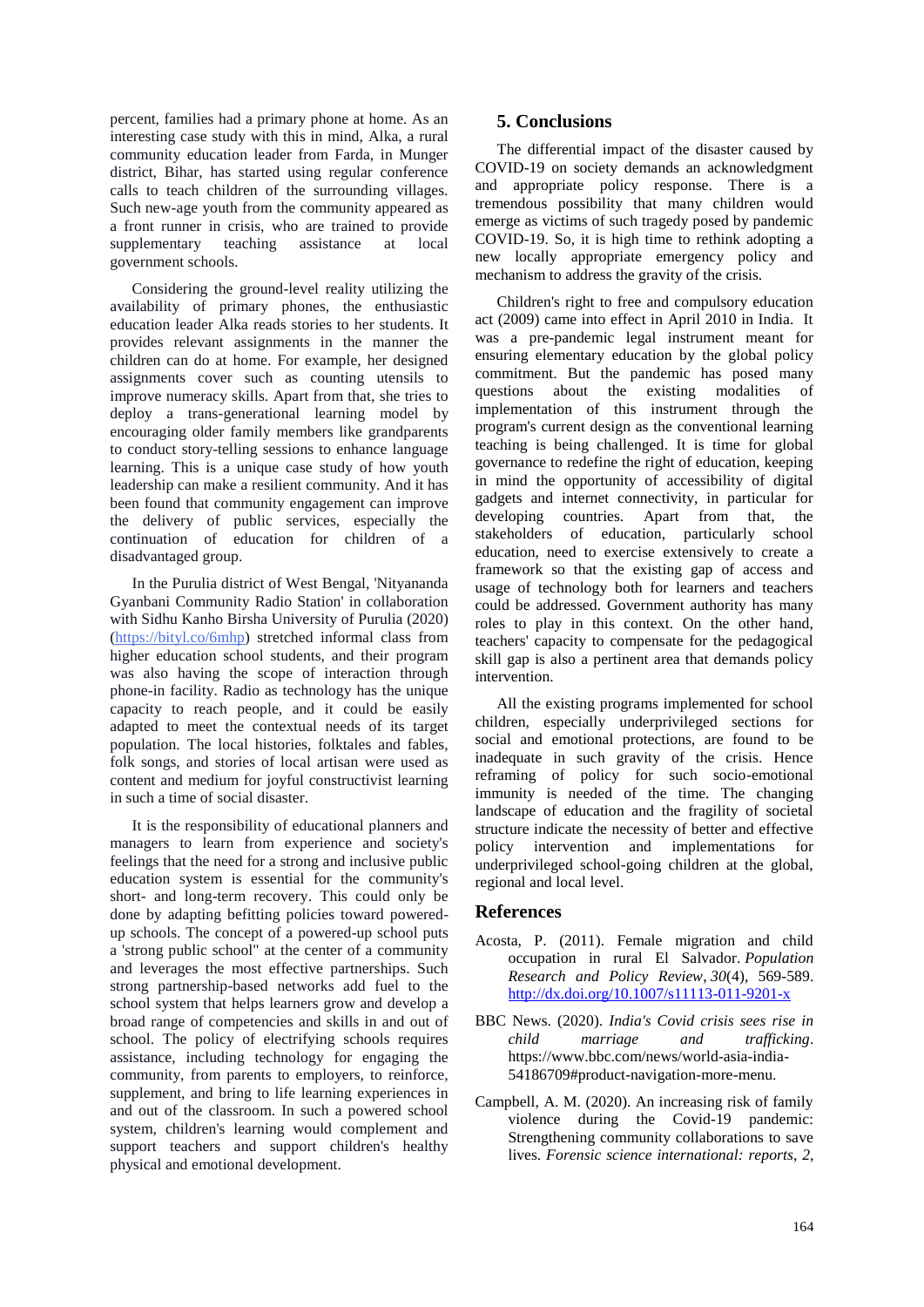percent, families had a primary phone at home. As an interesting case study with this in mind, Alka, a rural community education leader from Farda, in Munger district, Bihar, has started using regular conference calls to teach children of the surrounding villages. Such new-age youth from the community appeared as a front runner in crisis, who are trained to provide supplementary teaching assistance at local government schools.

Considering the ground-level reality utilizing the availability of primary phones, the enthusiastic education leader Alka reads stories to her students. It provides relevant assignments in the manner the children can do at home. For example, her designed assignments cover such as counting utensils to improve numeracy skills. Apart from that, she tries to deploy a trans-generational learning model by encouraging older family members like grandparents to conduct story-telling sessions to enhance language learning. This is a unique case study of how youth leadership can make a resilient community. And it has been found that community engagement can improve the delivery of public services, especially the continuation of education for children of a disadvantaged group.

In the Purulia district of West Bengal, 'Nityananda Gyanbani Community Radio Station' in collaboration with Sidhu Kanho Birsha University of Purulia (2020) (https://bityl.co/6mhp) stretched informal class from higher education school students, and their program was also having the scope of interaction through phone-in facility. Radio as technology has the unique capacity to reach people, and it could be easily adapted to meet the contextual needs of its target population. The local histories, folktales and fables, folk songs, and stories of local artisan were used as content and medium for joyful constructivist learning in such a time of social disaster.

It is the responsibility of educational planners and managers to learn from experience and society's feelings that the need for a strong and inclusive public education system is essential for the community's short- and long-term recovery. This could only be done by adapting befitting policies toward powered-up schools. The concept of a powered-up school puts a 'strong public school" at the center of a community and leverages the most effective partnerships. Such strong partnership-based networks add fuel to the school system that helps learners grow and develop a broad range of competencies and skills in and out of school. The policy of electrifying schools requires assistance, including technology for engaging the community, from parents to employers, to reinforce, supplement, and bring to life learning experiences in and out of the classroom. In such a powered school system, children's learning would complement and support teachers and support children's healthy physical and emotional development.

## 5. Conclusions

The differential impact of the disaster caused by COVID-19 on society demands an acknowledgment and appropriate policy response. There is a tremendous possibility that many children would emerge as victims of such tragedy posed by pandemic COVID-19. So, it is high time to rethink adopting a new locally appropriate emergency policy and mechanism to address the gravity of the crisis.

Children's right to free and compulsory education act (2009) came into effect in April 2010 in India. It was a pre-pandemic legal instrument meant for ensuring elementary education by the global policy commitment. But the pandemic has posed many questions about the existing modalities of implementation of this instrument through the program's current design as the conventional learning teaching is being challenged. It is time for global governance to redefine the right of education, keeping in mind the opportunity of accessibility of digital gadgets and internet connectivity, in particular for developing countries. Apart from that, the stakeholders of education, particularly school education, need to exercise extensively to create a framework so that the existing gap of access and usage of technology both for learners and teachers could be addressed. Government authority has many roles to play in this context. On the other hand, teachers' capacity to compensate for the pedagogical skill gap is also a pertinent area that demands policy intervention.

All the existing programs implemented for school children, especially underprivileged sections for social and emotional protections, are found to be inadequate in such gravity of the crisis. Hence reframing of policy for such socio-emotional immunity is needed of the time. The changing landscape of education and the fragility of societal structure indicate the necessity of better and effective policy intervention and implementations for underprivileged school-going children at the global, regional and local level.

## References

Acosta, P. (2011). Female migration and child occupation in rural El Salvador. *Population Research and Policy Review*, *30*(4), 569-589. http://dx.doi.org/10.1007/s11113-011-9201-x

BBC News. (2020). *India's Covid crisis sees rise in child marriage and trafficking*. https://www.bbc.com/news/world-asia-india-54186709#product-navigation-more-menu.

Campbell, A. M. (2020). An increasing risk of family violence during the Covid-19 pandemic: Strengthening community collaborations to save lives. *Forensic science international: reports*, *2*,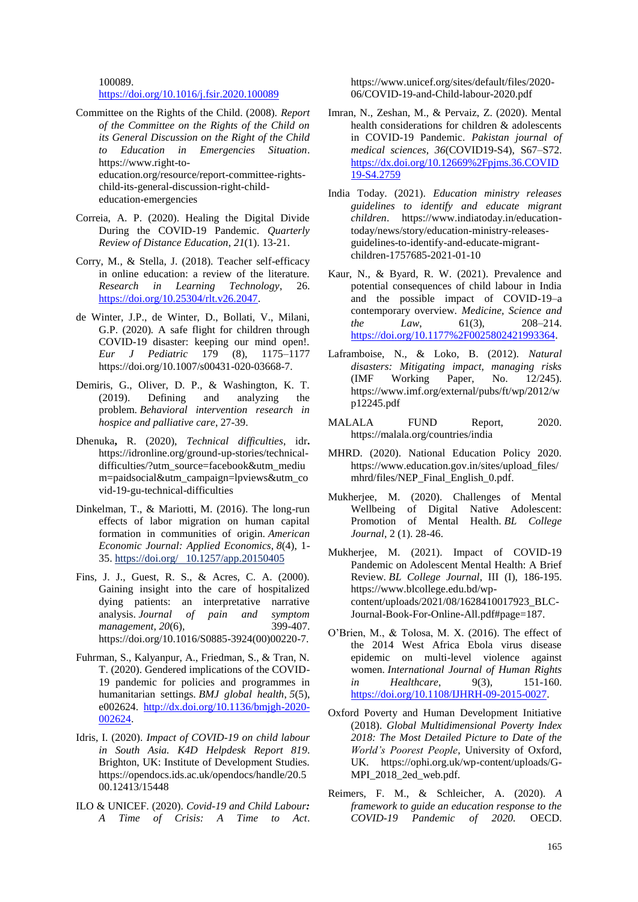100089. https://doi.org/10.1016/j.fsir.2020.100089

Committee on the Rights of the Child. (2008). *Report of the Committee on the Rights of the Child on its General Discussion on the Right of the Child to Education in Emergencies Situation*. https://www.right-to-education.org/resource/report-committee-rights-child-its-general-discussion-right-child-education-emergencies

Correia, A. P. (2020). Healing the Digital Divide During the COVID-19 Pandemic. *Quarterly Review of Distance Education*, *21*(1). 13-21.

Corry, M., & Stella, J. (2018). Teacher self-efficacy in online education: a review of the literature. *Research in Learning Technology*, 26. https://doi.org/10.25304/rlt.v26.2047.

de Winter, J.P., de Winter, D., Bollati, V., Milani, G.P. (2020). A safe flight for children through COVID-19 disaster: keeping our mind open!. *Eur J Pediatric* 179 (8), 1175–1177 https://doi.org/10.1007/s00431-020-03668-7.

Demiris, G., Oliver, D. P., & Washington, K. T. (2019). Defining and analyzing the problem. *Behavioral intervention research in hospice and palliative care*, 27-39.

Dhenuka**,** R. (2020), *Technical difficulties*, idr**.** https://idronline.org/ground-up-stories/technical-difficulties/?utm_source=facebook&utm_medium=paidsocial&utm_campaign=lpviews&utm_covid-19-gu-technical-difficulties

Dinkelman, T., & Mariotti, M. (2016). The long-run effects of labor migration on human capital formation in communities of origin. *American Economic Journal: Applied Economics*, *8*(4), 1-35. https://doi.org/ 10.1257/app.20150405

Fins, J. J., Guest, R. S., & Acres, C. A. (2000). Gaining insight into the care of hospitalized dying patients: an interpretative narrative analysis. *Journal of pain and symptom management*, *20*(6), 399-407. https://doi.org/10.1016/S0885-3924(00)00220-7.

Fuhrman, S., Kalyanpur, A., Friedman, S., & Tran, N. T. (2020). Gendered implications of the COVID-19 pandemic for policies and programmes in humanitarian settings. *BMJ global health*, *5*(5), e002624. http://dx.doi.org/10.1136/bmjgh-2020-002624.

Idris, I. (2020). *Impact of COVID-19 on child labour in South Asia. K4D Helpdesk Report 819*. Brighton, UK: Institute of Development Studies. https://opendocs.ids.ac.uk/opendocs/handle/20.500.12413/15448

ILO & UNICEF. (2020). *Covid-19 and Child Labour: A Time of Crisis: A Time to Act*. https://www.unicef.org/sites/default/files/2020-06/COVID-19-and-Child-labour-2020.pdf

Imran, N., Zeshan, M., & Pervaiz, Z. (2020). Mental health considerations for children & adolescents in COVID-19 Pandemic. *Pakistan journal of medical sciences*, *36*(COVID19-S4), S67–S72. https://dx.doi.org/10.12669%2Fpjms.36.COVID19-S4.2759

India Today. (2021). *Education ministry releases guidelines to identify and educate migrant children*. https://www.indiatoday.in/education-today/news/story/education-ministry-releases-guidelines-to-identify-and-educate-migrant-children-1757685-2021-01-10

Kaur, N., & Byard, R. W. (2021). Prevalence and potential consequences of child labour in India and the possible impact of COVID-19–a contemporary overview. *Medicine, Science and the Law*, 61(3), 208–214. https://doi.org/10.1177%2F0025802421993364.

Laframboise, N., & Loko, B. (2012). *Natural disasters: Mitigating impact, managing risks* (IMF Working Paper, No. 12/245). https://www.imf.org/external/pubs/ft/wp/2012/wp12245.pdf

MALALA FUND Report, 2020. https://malala.org/countries/india

MHRD. (2020). National Education Policy 2020. https://www.education.gov.in/sites/upload_files/mhrd/files/NEP_Final_English_0.pdf.

Mukherjee, M. (2020). Challenges of Mental Wellbeing of Digital Native Adolescent: Promotion of Mental Health. *BL College Journal*, 2 (1). 28-46.

Mukherjee, M. (2021). Impact of COVID-19 Pandemic on Adolescent Mental Health: A Brief Review. *BL College Journal*, III (I), 186-195. https://www.blcollege.edu.bd/wp-content/uploads/2021/08/1628410017923_BLC-Journal-Book-For-Online-All.pdf#page=187.

O'Brien, M., & Tolosa, M. X. (2016). The effect of the 2014 West Africa Ebola virus disease epidemic on multi-level violence against women. *International Journal of Human Rights in Healthcare*, 9(3), 151-160. https://doi.org/10.1108/IJHRH-09-2015-0027.

Oxford Poverty and Human Development Initiative (2018). *Global Multidimensional Poverty Index 2018: The Most Detailed Picture to Date of the World's Poorest People*, University of Oxford, UK. https://ophi.org.uk/wp-content/uploads/G-MPI_2018_2ed_web.pdf.

Reimers, F. M., & Schleicher, A. (2020). *A framework to guide an education response to the COVID-19 Pandemic of 2020.* OECD.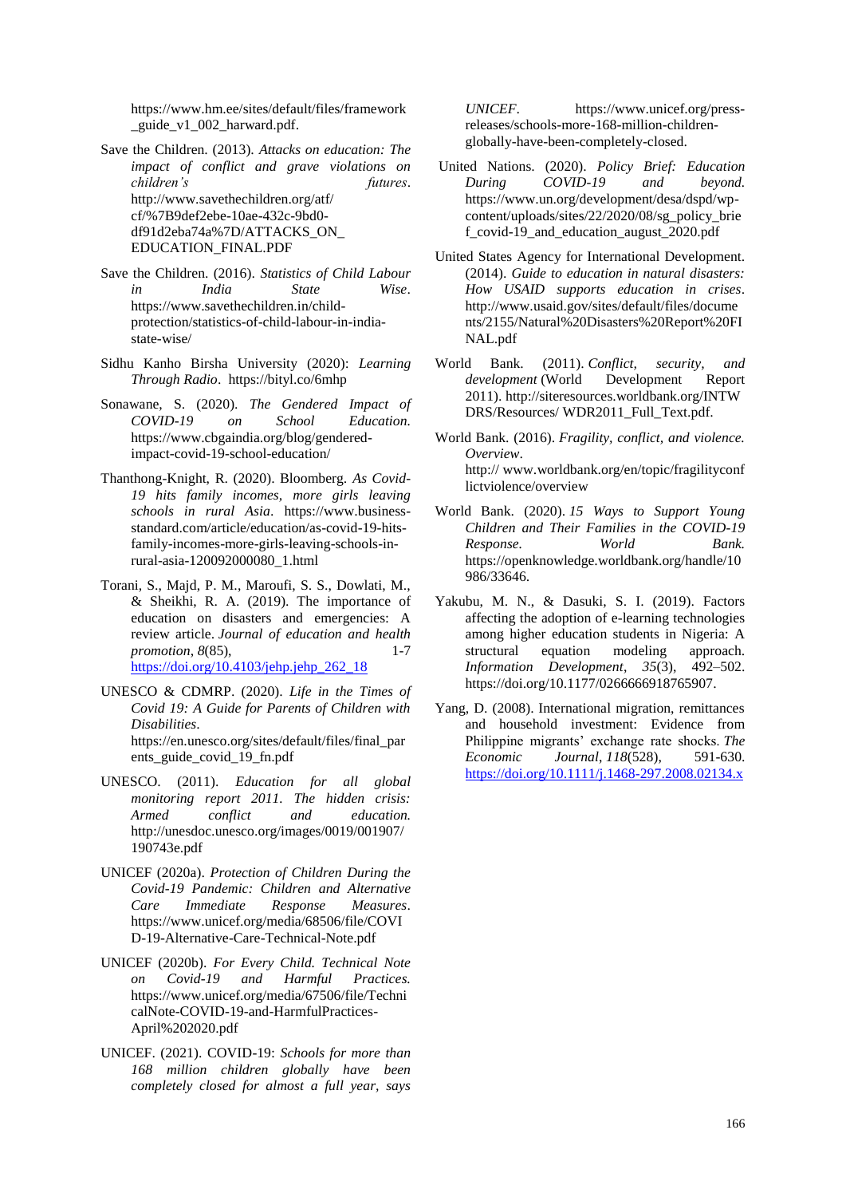https://www.hm.ee/sites/default/files/framework_guide_v1_002_harward.pdf.

Save the Children. (2013). *Attacks on education: The impact of conflict and grave violations on children's futures*. http://www.savethechildren.org/atf/cf/%7B9def2ebe-10ae-432c-9bd0-df91d2eba74a%7D/ATTACKS_ON_EDUCATION_FINAL.PDF

Save the Children. (2016). *Statistics of Child Labour in India State Wise*. https://www.savethechildren.in/child-protection/statistics-of-child-labour-in-india-state-wise/

Sidhu Kanho Birsha University (2020): *Learning Through Radio*. https://bityl.co/6mhp

Sonawane, S. (2020). *The Gendered Impact of COVID-19 on School Education.* https://www.cbgaindia.org/blog/gendered-impact-covid-19-school-education/

Thanthong-Knight, R. (2020). Bloomberg. *As Covid-19 hits family incomes, more girls leaving schools in rural Asia*. https://www.business-standard.com/article/education/as-covid-19-hits-family-incomes-more-girls-leaving-schools-in-rural-asia-120092000080_1.html

Torani, S., Majd, P. M., Maroufi, S. S., Dowlati, M., & Sheikhi, R. A. (2019). The importance of education on disasters and emergencies: A review article. *Journal of education and health promotion*, *8*(85), 1-7 https://doi.org/10.4103/jehp.jehp_262_18

UNESCO & CDMRP. (2020). *Life in the Times of Covid 19: A Guide for Parents of Children with Disabilities*. https://en.unesco.org/sites/default/files/final_parents_guide_covid_19_fn.pdf

UNESCO. (2011). *Education for all global monitoring report 2011. The hidden crisis: Armed conflict and education.* http://unesdoc.unesco.org/images/0019/001907/190743e.pdf

UNICEF (2020a). *Protection of Children During the Covid-19 Pandemic: Children and Alternative Care Immediate Response Measures*. https://www.unicef.org/media/68506/file/COVID-19-Alternative-Care-Technical-Note.pdf

UNICEF (2020b). *For Every Child. Technical Note on Covid-19 and Harmful Practices.* https://www.unicef.org/media/67506/file/TechnicalNote-COVID-19-and-HarmfulPractices-April%202020.pdf

UNICEF. (2021). COVID-19: *Schools for more than 168 million children globally have been completely closed for almost a full year, says UNICEF*. https://www.unicef.org/press-releases/schools-more-168-million-children-globally-have-been-completely-closed.

United Nations. (2020). *Policy Brief: Education During COVID-19 and beyond.* https://www.un.org/development/desa/dspd/wp-content/uploads/sites/22/2020/08/sg_policy_brief_covid-19_and_education_august_2020.pdf

United States Agency for International Development. (2014). *Guide to education in natural disasters: How USAID supports education in crises*. http://www.usaid.gov/sites/default/files/documents/2155/Natural%20Disasters%20Report%20FINAL.pdf

World Bank. (2011). *Conflict, security, and development* (World Development Report 2011). http://siteresources.worldbank.org/INTWDRS/Resources/ WDR2011_Full_Text.pdf.

World Bank. (2016). *Fragility, conflict, and violence. Overview*. http:// www.worldbank.org/en/topic/fragilityconflictviolence/overview

World Bank. (2020). *15 Ways to Support Young Children and Their Families in the COVID-19 Response. World Bank.* https://openknowledge.worldbank.org/handle/10986/33646.

Yakubu, M. N., & Dasuki, S. I. (2019). Factors affecting the adoption of e-learning technologies among higher education students in Nigeria: A structural equation modeling approach. *Information Development*, *35*(3), 492–502. https://doi.org/10.1177/0266666918765907.

Yang, D. (2008). International migration, remittances and household investment: Evidence from Philippine migrants' exchange rate shocks. *The Economic Journal*, *118*(528), 591-630. https://doi.org/10.1111/j.1468-297.2008.02134.x